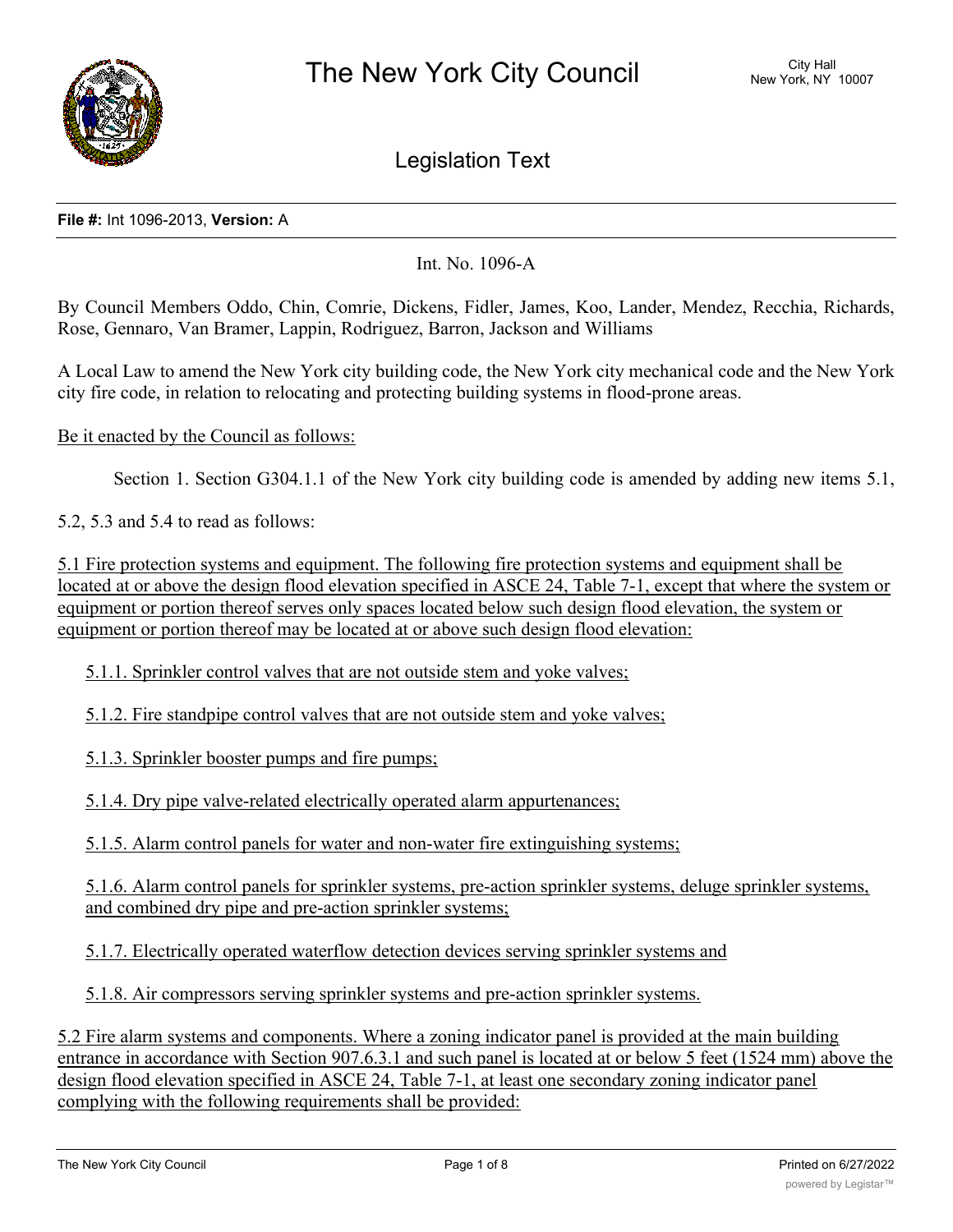# The New York City Council

City Hall
New York, NY 10007

## Legislation Text

**File #:** Int 1096-2013, **Version:** A

Int. No. 1096-A

By Council Members Oddo, Chin, Comrie, Dickens, Fidler, James, Koo, Lander, Mendez, Recchia, Richards, Rose, Gennaro, Van Bramer, Lappin, Rodriguez, Barron, Jackson and Williams

A Local Law to amend the New York city building code, the New York city mechanical code and the New York city fire code, in relation to relocating and protecting building systems in flood-prone areas.

Be it enacted by the Council as follows:

Section 1. Section G304.1.1 of the New York city building code is amended by adding new items 5.1, 5.2, 5.3 and 5.4 to read as follows:

5.1 Fire protection systems and equipment. The following fire protection systems and equipment shall be located at or above the design flood elevation specified in ASCE 24, Table 7-1, except that where the system or equipment or portion thereof serves only spaces located below such design flood elevation, the system or equipment or portion thereof may be located at or above such design flood elevation:

5.1.1. Sprinkler control valves that are not outside stem and yoke valves;

5.1.2. Fire standpipe control valves that are not outside stem and yoke valves;

5.1.3. Sprinkler booster pumps and fire pumps;

5.1.4. Dry pipe valve-related electrically operated alarm appurtenances;

5.1.5. Alarm control panels for water and non-water fire extinguishing systems;

5.1.6. Alarm control panels for sprinkler systems, pre-action sprinkler systems, deluge sprinkler systems, and combined dry pipe and pre-action sprinkler systems;

5.1.7. Electrically operated waterflow detection devices serving sprinkler systems and

5.1.8. Air compressors serving sprinkler systems and pre-action sprinkler systems.

5.2 Fire alarm systems and components. Where a zoning indicator panel is provided at the main building entrance in accordance with Section 907.6.3.1 and such panel is located at or below 5 feet (1524 mm) above the design flood elevation specified in ASCE 24, Table 7-1, at least one secondary zoning indicator panel complying with the following requirements shall be provided: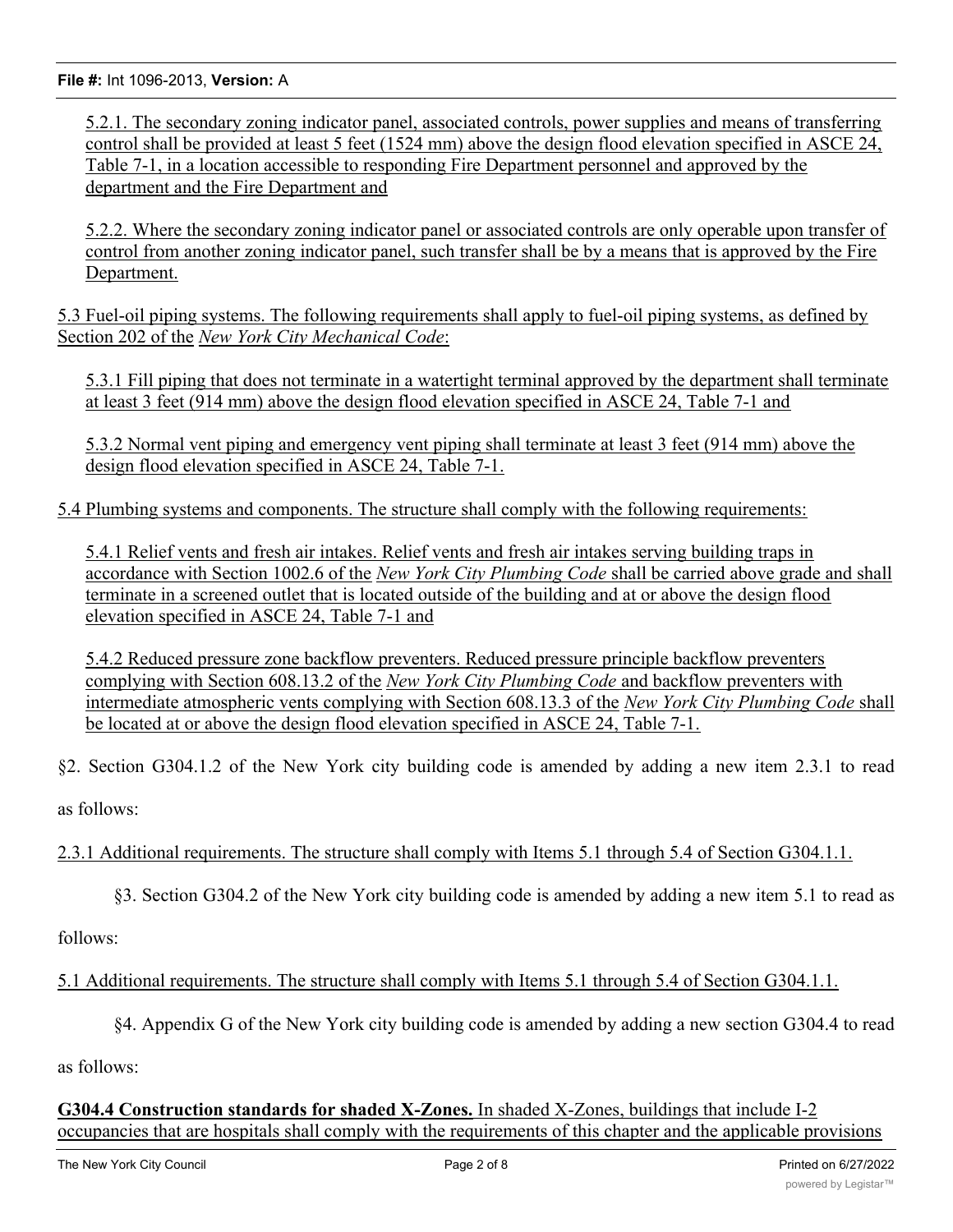5.2.1. The secondary zoning indicator panel, associated controls, power supplies and means of transferring control shall be provided at least 5 feet (1524 mm) above the design flood elevation specified in ASCE 24, Table 7-1, in a location accessible to responding Fire Department personnel and approved by the department and the Fire Department and

5.2.2. Where the secondary zoning indicator panel or associated controls are only operable upon transfer of control from another zoning indicator panel, such transfer shall be by a means that is approved by the Fire Department.

5.3 Fuel-oil piping systems. The following requirements shall apply to fuel-oil piping systems, as defined by Section 202 of the *New York City Mechanical Code*:

5.3.1 Fill piping that does not terminate in a watertight terminal approved by the department shall terminate at least 3 feet (914 mm) above the design flood elevation specified in ASCE 24, Table 7-1 and

5.3.2 Normal vent piping and emergency vent piping shall terminate at least 3 feet (914 mm) above the design flood elevation specified in ASCE 24, Table 7-1.

5.4 Plumbing systems and components. The structure shall comply with the following requirements:

5.4.1 Relief vents and fresh air intakes. Relief vents and fresh air intakes serving building traps in accordance with Section 1002.6 of the *New York City Plumbing Code* shall be carried above grade and shall terminate in a screened outlet that is located outside of the building and at or above the design flood elevation specified in ASCE 24, Table 7-1 and

5.4.2 Reduced pressure zone backflow preventers. Reduced pressure principle backflow preventers complying with Section 608.13.2 of the *New York City Plumbing Code* and backflow preventers with intermediate atmospheric vents complying with Section 608.13.3 of the *New York City Plumbing Code* shall be located at or above the design flood elevation specified in ASCE 24, Table 7-1.

§2. Section G304.1.2 of the New York city building code is amended by adding a new item 2.3.1 to read as follows:

2.3.1 Additional requirements. The structure shall comply with Items 5.1 through 5.4 of Section G304.1.1.

§3. Section G304.2 of the New York city building code is amended by adding a new item 5.1 to read as follows:

5.1 Additional requirements. The structure shall comply with Items 5.1 through 5.4 of Section G304.1.1.

§4. Appendix G of the New York city building code is amended by adding a new section G304.4 to read as follows:

**G304.4 Construction standards for shaded X-Zones.** In shaded X-Zones, buildings that include I-2 occupancies that are hospitals shall comply with the requirements of this chapter and the applicable provisions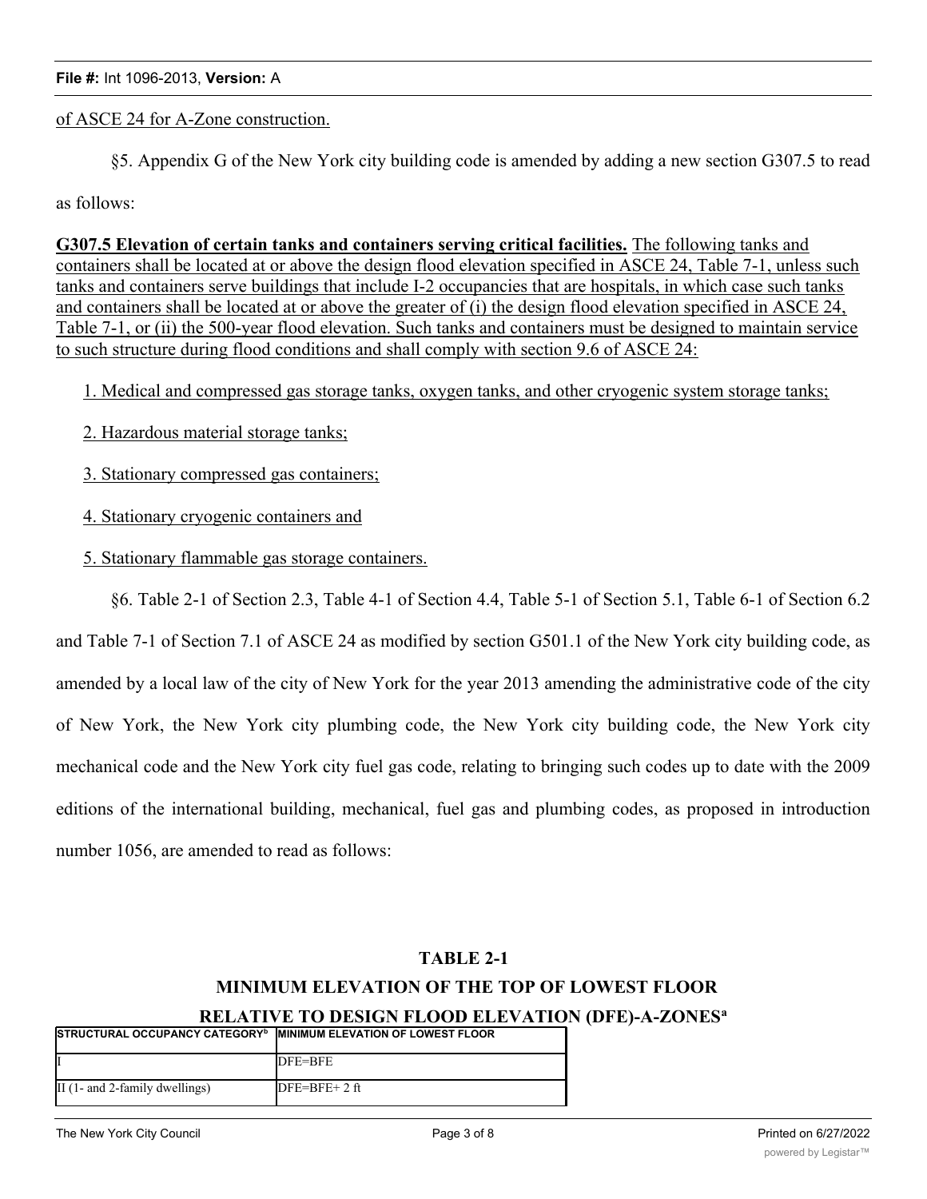of ASCE 24 for A-Zone construction.

§5. Appendix G of the New York city building code is amended by adding a new section G307.5 to read as follows:

**G307.5 Elevation of certain tanks and containers serving critical facilities.** The following tanks and containers shall be located at or above the design flood elevation specified in ASCE 24, Table 7-1, unless such tanks and containers serve buildings that include I-2 occupancies that are hospitals, in which case such tanks and containers shall be located at or above the greater of (i) the design flood elevation specified in ASCE 24, Table 7-1, or (ii) the 500-year flood elevation. Such tanks and containers must be designed to maintain service to such structure during flood conditions and shall comply with section 9.6 of ASCE 24:

1. Medical and compressed gas storage tanks, oxygen tanks, and other cryogenic system storage tanks;

2. Hazardous material storage tanks;

3. Stationary compressed gas containers;

4. Stationary cryogenic containers and

5. Stationary flammable gas storage containers.

§6. Table 2-1 of Section 2.3, Table 4-1 of Section 4.4, Table 5-1 of Section 5.1, Table 6-1 of Section 6.2 and Table 7-1 of Section 7.1 of ASCE 24 as modified by section G501.1 of the New York city building code, as amended by a local law of the city of New York for the year 2013 amending the administrative code of the city of New York, the New York city plumbing code, the New York city building code, the New York city mechanical code and the New York city fuel gas code, relating to bringing such codes up to date with the 2009 editions of the international building, mechanical, fuel gas and plumbing codes, as proposed in introduction number 1056, are amended to read as follows:

**TABLE 2-1**

**MINIMUM ELEVATION OF THE TOP OF LOWEST FLOOR RELATIVE TO DESIGN FLOOD ELEVATION (DFE)-A-ZONES[a]**

| STRUCTURAL OCCUPANCY CATEGORY[b] | MINIMUM ELEVATION OF LOWEST FLOOR |
|---|---|
| I | DFE=BFE |
| II (1- and 2-family dwellings) | DFE=BFE+ 2 ft |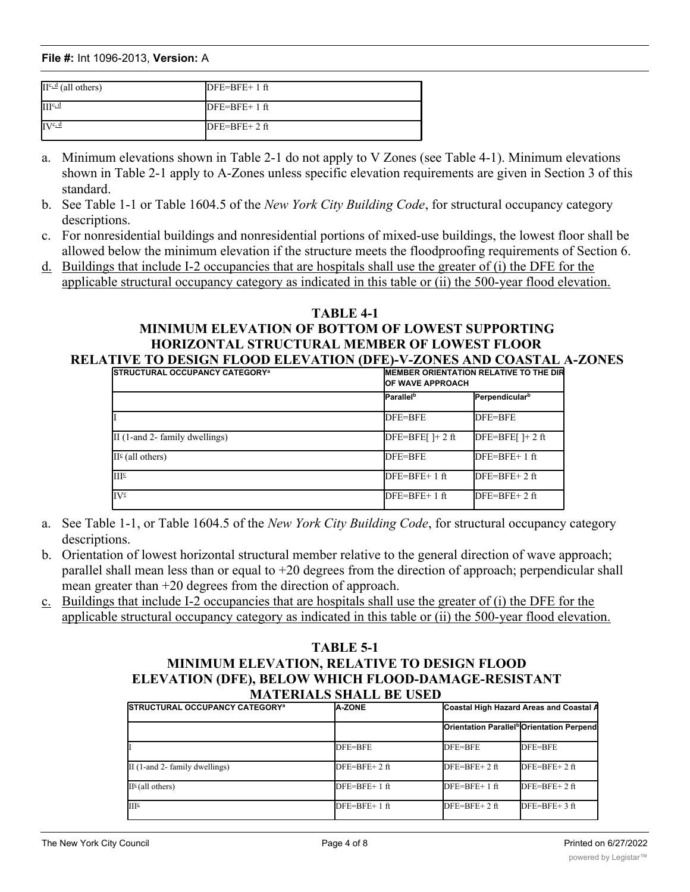| | |
|---|---|
| II[c, d] (all others) | DFE=BFE+ 1 ft |
| III[c, d] | DFE=BFE+ 1 ft |
| IV[c, d] | DFE=BFE+ 2 ft |

a. Minimum elevations shown in Table 2-1 do not apply to V Zones (see Table 4-1). Minimum elevations shown in Table 2-1 apply to A-Zones unless specific elevation requirements are given in Section 3 of this standard.
b. See Table 1-1 or Table 1604.5 of the *New York City Building Code*, for structural occupancy category descriptions.
c. For nonresidential buildings and nonresidential portions of mixed-use buildings, the lowest floor shall be allowed below the minimum elevation if the structure meets the floodproofing requirements of Section 6.
d. Buildings that include I-2 occupancies that are hospitals shall use the greater of (i) the DFE for the applicable structural occupancy category as indicated in this table or (ii) the 500-year flood elevation.

**TABLE 4-1**
**MINIMUM ELEVATION OF BOTTOM OF LOWEST SUPPORTING HORIZONTAL STRUCTURAL MEMBER OF LOWEST FLOOR RELATIVE TO DESIGN FLOOD ELEVATION (DFE)-V-ZONES AND COASTAL A-ZONES**

| STRUCTURAL OCCUPANCY CATEGORY[a] | MEMBER ORIENTATION RELATIVE TO THE DIR OF WAVE APPROACH | |
|---|---|---|
| | Parallel[b] | Perpendicular[b] |
| I | DFE=BFE | DFE=BFE |
| II (1-and 2- family dwellings) | DFE=BFE[ ]+ 2 ft | DFE=BFE[ ]+ 2 ft |
| II[c] (all others) | DFE=BFE | DFE=BFE+ 1 ft |
| III[c] | DFE=BFE+ 1 ft | DFE=BFE+ 2 ft |
| IV[c] | DFE=BFE+ 1 ft | DFE=BFE+ 2 ft |

a. See Table 1-1, or Table 1604.5 of the *New York City Building Code*, for structural occupancy category descriptions.
b. Orientation of lowest horizontal structural member relative to the general direction of wave approach; parallel shall mean less than or equal to +20 degrees from the direction of approach; perpendicular shall mean greater than +20 degrees from the direction of approach.
c. Buildings that include I-2 occupancies that are hospitals shall use the greater of (i) the DFE for the applicable structural occupancy category as indicated in this table or (ii) the 500-year flood elevation.

**TABLE 5-1**
**MINIMUM ELEVATION, RELATIVE TO DESIGN FLOOD ELEVATION (DFE), BELOW WHICH FLOOD-DAMAGE-RESISTANT MATERIALS SHALL BE USED**

| STRUCTURAL OCCUPANCY CATEGORY[a] | A-ZONE | Coastal High Hazard Areas and Coastal A | |
|---|---|---|---|
| | | Orientation Parallel[b] | Orientation Perpend |
| I | DFE=BFE | DFE=BFE | DFE=BFE |
| II (1-and 2- family dwellings) | DFE=BFE+ 2 ft | DFE=BFE+ 2 ft | DFE=BFE+ 2 ft |
| II[c] (all others) | DFE=BFE+ 1 ft | DFE=BFE+ 1 ft | DFE=BFE+ 2 ft |
| III[c] | DFE=BFE+ 1 ft | DFE=BFE+ 2 ft | DFE=BFE+ 3 ft |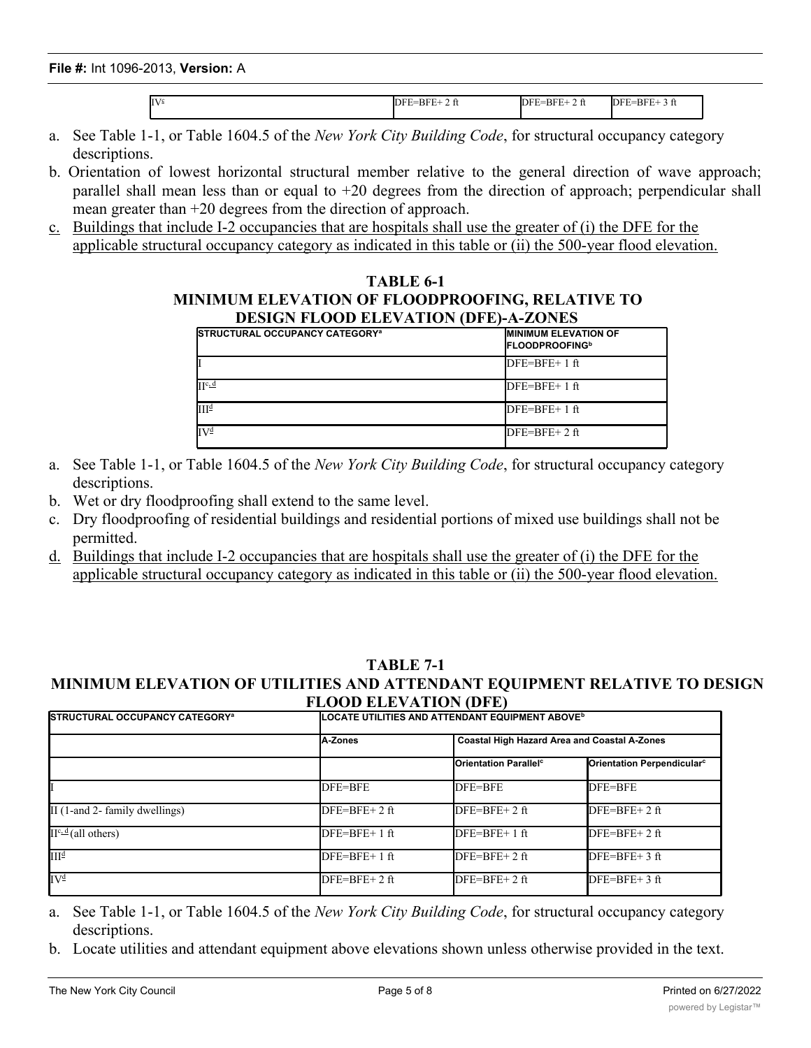| | | | |
|---|---|---|---|
| IV[c] | DFE=BFE+ 2 ft | DFE=BFE+ 2 ft | DFE=BFE+ 3 ft |

a. See Table 1-1, or Table 1604.5 of the *New York City Building Code*, for structural occupancy category descriptions.

b. Orientation of lowest horizontal structural member relative to the general direction of wave approach; parallel shall mean less than or equal to +20 degrees from the direction of approach; perpendicular shall mean greater than +20 degrees from the direction of approach.

c. Buildings that include I-2 occupancies that are hospitals shall use the greater of (i) the DFE for the applicable structural occupancy category as indicated in this table or (ii) the 500-year flood elevation.

**TABLE 6-1**
**MINIMUM ELEVATION OF FLOODPROOFING, RELATIVE TO DESIGN FLOOD ELEVATION (DFE)-A-ZONES**

| STRUCTURAL OCCUPANCY CATEGORY[a] | MINIMUM ELEVATION OF FLOODPROOFING[b] |
|---|---|
| I | DFE=BFE+ 1 ft |
| II[c, d] | DFE=BFE+ 1 ft |
| III[d] | DFE=BFE+ 1 ft |
| IV[d] | DFE=BFE+ 2 ft |

a. See Table 1-1, or Table 1604.5 of the *New York City Building Code*, for structural occupancy category descriptions.

b. Wet or dry floodproofing shall extend to the same level.

c. Dry floodproofing of residential buildings and residential portions of mixed use buildings shall not be permitted.

d. Buildings that include I-2 occupancies that are hospitals shall use the greater of (i) the DFE for the applicable structural occupancy category as indicated in this table or (ii) the 500-year flood elevation.

**TABLE 7-1**
**MINIMUM ELEVATION OF UTILITIES AND ATTENDANT EQUIPMENT RELATIVE TO DESIGN FLOOD ELEVATION (DFE)**

| STRUCTURAL OCCUPANCY CATEGORY[a] | LOCATE UTILITIES AND ATTENDANT EQUIPMENT ABOVE[b] | | |
|---|---|---|---|
| | A-Zones | Coastal High Hazard Area and Coastal A-Zones | |
| | | Orientation Parallel[c] | Orientation Perpendicular[c] |
| I | DFE=BFE | DFE=BFE | DFE=BFE |
| II (1-and 2- family dwellings) | DFE=BFE+ 2 ft | DFE=BFE+ 2 ft | DFE=BFE+ 2 ft |
| II[c, d] (all others) | DFE=BFE+ 1 ft | DFE=BFE+ 1 ft | DFE=BFE+ 2 ft |
| III[d] | DFE=BFE+ 1 ft | DFE=BFE+ 2 ft | DFE=BFE+ 3 ft |
| IV[d] | DFE=BFE+ 2 ft | DFE=BFE+ 2 ft | DFE=BFE+ 3 ft |

a. See Table 1-1, or Table 1604.5 of the *New York City Building Code*, for structural occupancy category descriptions.

b. Locate utilities and attendant equipment above elevations shown unless otherwise provided in the text.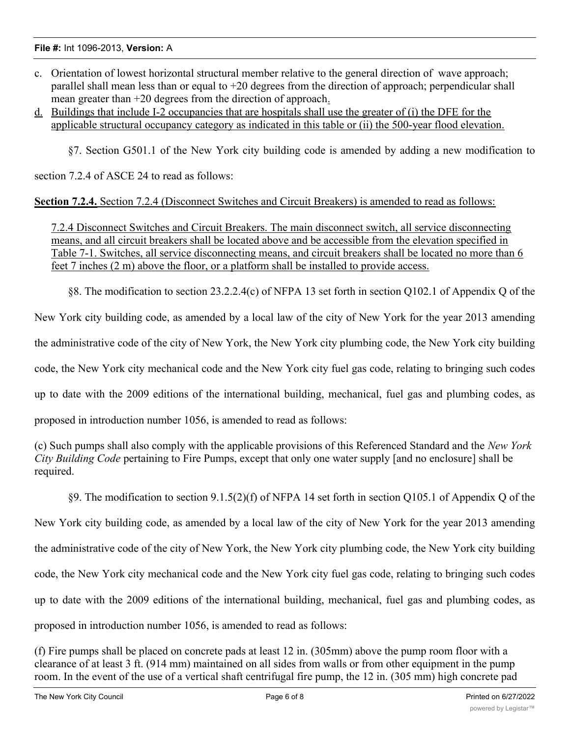c. Orientation of lowest horizontal structural member relative to the general direction of wave approach; parallel shall mean less than or equal to +20 degrees from the direction of approach; perpendicular shall mean greater than +20 degrees from the direction of approach.

d. Buildings that include I-2 occupancies that are hospitals shall use the greater of (i) the DFE for the applicable structural occupancy category as indicated in this table or (ii) the 500-year flood elevation.

§7. Section G501.1 of the New York city building code is amended by adding a new modification to section 7.2.4 of ASCE 24 to read as follows:

**Section 7.2.4.** Section 7.2.4 (Disconnect Switches and Circuit Breakers) is amended to read as follows:

> 7.2.4 Disconnect Switches and Circuit Breakers. The main disconnect switch, all service disconnecting means, and all circuit breakers shall be located above and be accessible from the elevation specified in Table 7-1. Switches, all service disconnecting means, and circuit breakers shall be located no more than 6 feet 7 inches (2 m) above the floor, or a platform shall be installed to provide access.

§8. The modification to section 23.2.2.4(c) of NFPA 13 set forth in section Q102.1 of Appendix Q of the New York city building code, as amended by a local law of the city of New York for the year 2013 amending the administrative code of the city of New York, the New York city plumbing code, the New York city building code, the New York city mechanical code and the New York city fuel gas code, relating to bringing such codes up to date with the 2009 editions of the international building, mechanical, fuel gas and plumbing codes, as proposed in introduction number 1056, is amended to read as follows:

(c) Such pumps shall also comply with the applicable provisions of this Referenced Standard and the *New York City Building Code* pertaining to Fire Pumps, except that only one water supply [and no enclosure] shall be required.

§9. The modification to section 9.1.5(2)(f) of NFPA 14 set forth in section Q105.1 of Appendix Q of the New York city building code, as amended by a local law of the city of New York for the year 2013 amending the administrative code of the city of New York, the New York city plumbing code, the New York city building code, the New York city mechanical code and the New York city fuel gas code, relating to bringing such codes up to date with the 2009 editions of the international building, mechanical, fuel gas and plumbing codes, as proposed in introduction number 1056, is amended to read as follows:

(f) Fire pumps shall be placed on concrete pads at least 12 in. (305mm) above the pump room floor with a clearance of at least 3 ft. (914 mm) maintained on all sides from walls or from other equipment in the pump room. In the event of the use of a vertical shaft centrifugal fire pump, the 12 in. (305 mm) high concrete pad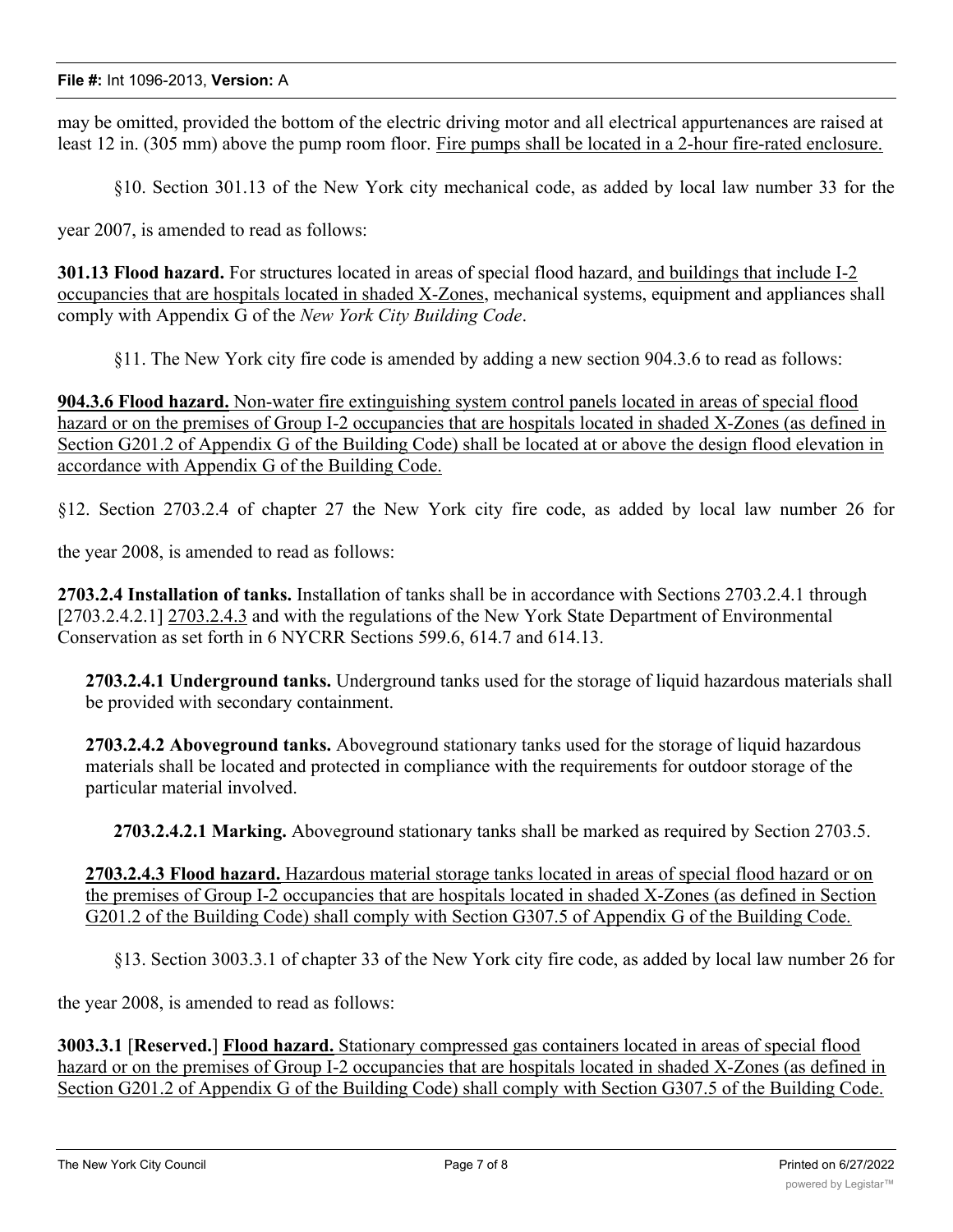may be omitted, provided the bottom of the electric driving motor and all electrical appurtenances are raised at least 12 in. (305 mm) above the pump room floor. <u>Fire pumps shall be located in a 2-hour fire-rated enclosure.</u>

§10. Section 301.13 of the New York city mechanical code, as added by local law number 33 for the year 2007, is amended to read as follows:

**301.13 Flood hazard.** For structures located in areas of special flood hazard, <u>and buildings that include I-2 occupancies that are hospitals located in shaded X-Zones</u>, mechanical systems, equipment and appliances shall comply with Appendix G of the *New York City Building Code*.

§11. The New York city fire code is amended by adding a new section 904.3.6 to read as follows:

<u>**904.3.6 Flood hazard.** Non-water fire extinguishing system control panels located in areas of special flood hazard or on the premises of Group I-2 occupancies that are hospitals located in shaded X-Zones (as defined in Section G201.2 of Appendix G of the Building Code) shall be located at or above the design flood elevation in accordance with Appendix G of the Building Code.</u>

§12. Section 2703.2.4 of chapter 27 the New York city fire code, as added by local law number 26 for the year 2008, is amended to read as follows:

**2703.2.4 Installation of tanks.** Installation of tanks shall be in accordance with Sections 2703.2.4.1 through [2703.2.4.2.1] <u>2703.2.4.3</u> and with the regulations of the New York State Department of Environmental Conservation as set forth in 6 NYCRR Sections 599.6, 614.7 and 614.13.

**2703.2.4.1 Underground tanks.** Underground tanks used for the storage of liquid hazardous materials shall be provided with secondary containment.

**2703.2.4.2 Aboveground tanks.** Aboveground stationary tanks used for the storage of liquid hazardous materials shall be located and protected in compliance with the requirements for outdoor storage of the particular material involved.

**2703.2.4.2.1 Marking.** Aboveground stationary tanks shall be marked as required by Section 2703.5.

<u>**2703.2.4.3 Flood hazard.** Hazardous material storage tanks located in areas of special flood hazard or on the premises of Group I-2 occupancies that are hospitals located in shaded X-Zones (as defined in Section G201.2 of the Building Code) shall comply with Section G307.5 of Appendix G of the Building Code.</u>

§13. Section 3003.3.1 of chapter 33 of the New York city fire code, as added by local law number 26 for the year 2008, is amended to read as follows:

**3003.3.1** [**Reserved.**] <u>**Flood hazard.** Stationary compressed gas containers located in areas of special flood hazard or on the premises of Group I-2 occupancies that are hospitals located in shaded X-Zones (as defined in Section G201.2 of Appendix G of the Building Code) shall comply with Section G307.5 of the Building Code.</u>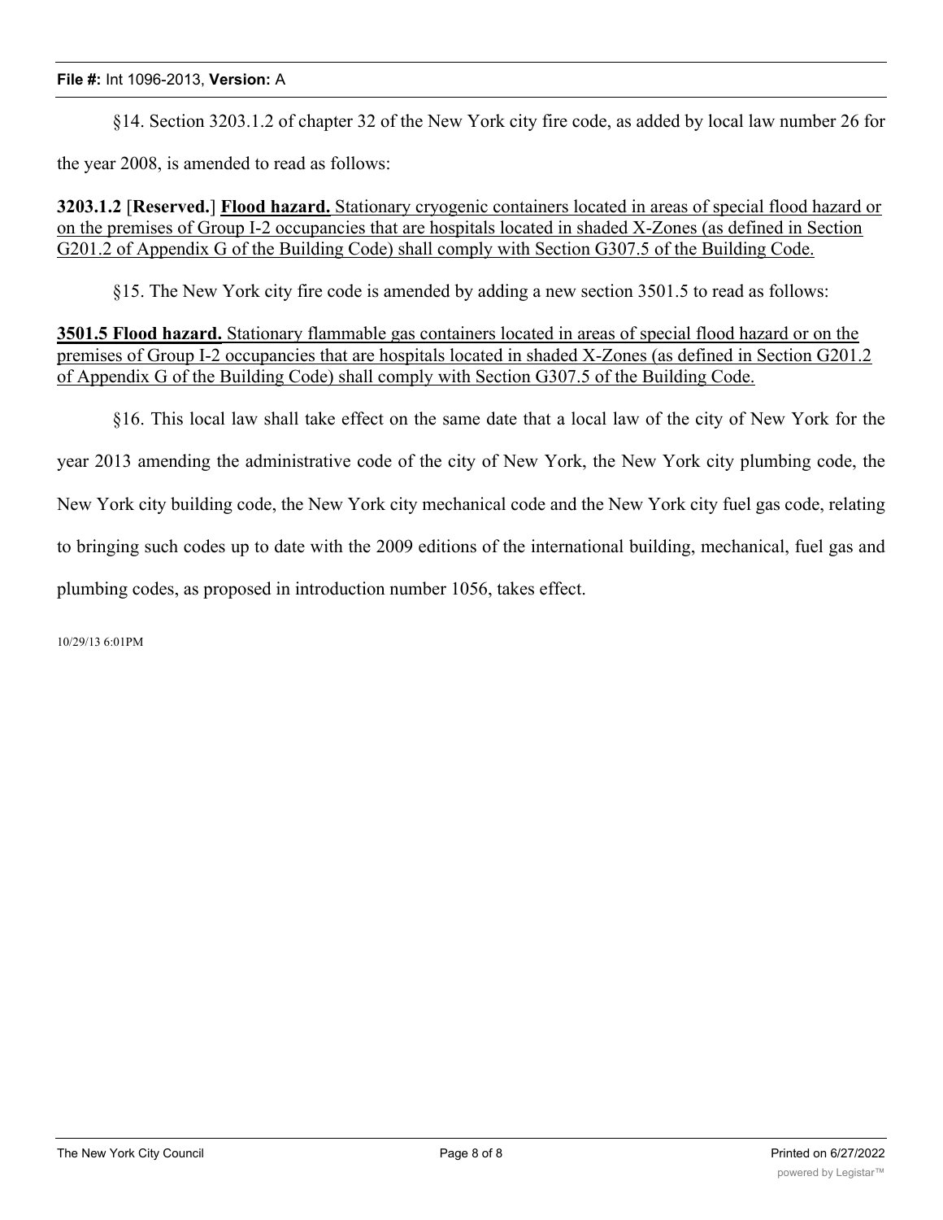§14. Section 3203.1.2 of chapter 32 of the New York city fire code, as added by local law number 26 for the year 2008, is amended to read as follows:

**3203.1.2** [**Reserved.**] <u>**Flood hazard.** Stationary cryogenic containers located in areas of special flood hazard or on the premises of Group I-2 occupancies that are hospitals located in shaded X-Zones (as defined in Section G201.2 of Appendix G of the Building Code) shall comply with Section G307.5 of the Building Code.</u>

§15. The New York city fire code is amended by adding a new section 3501.5 to read as follows:

<u>**3501.5 Flood hazard.** Stationary flammable gas containers located in areas of special flood hazard or on the premises of Group I-2 occupancies that are hospitals located in shaded X-Zones (as defined in Section G201.2 of Appendix G of the Building Code) shall comply with Section G307.5 of the Building Code.</u>

§16. This local law shall take effect on the same date that a local law of the city of New York for the year 2013 amending the administrative code of the city of New York, the New York city plumbing code, the New York city building code, the New York city mechanical code and the New York city fuel gas code, relating to bringing such codes up to date with the 2009 editions of the international building, mechanical, fuel gas and plumbing codes, as proposed in introduction number 1056, takes effect.

10/29/13 6:01PM